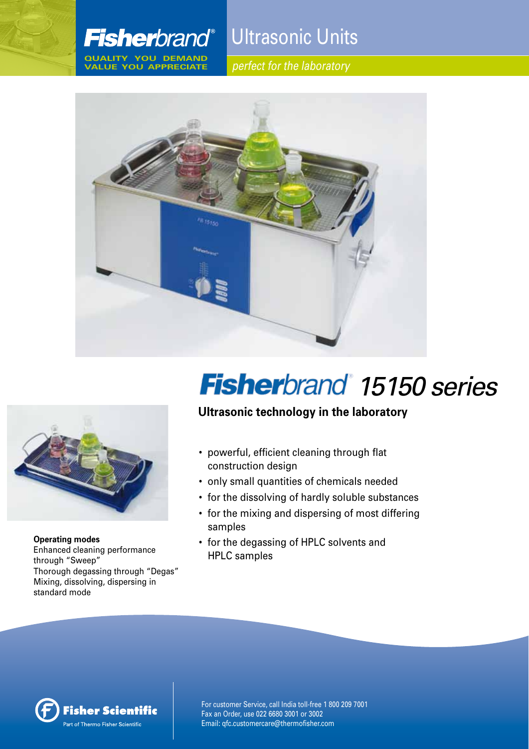**Fisherbrand®**

**QUALITY YOU DEMAND**
**VALUE YOU APPRECIATE**

# Ultrasonic Units

*perfect for the laboratory*

# Fisherbrand® *15150 series*

## Ultrasonic technology in the laboratory

- powerful, efficient cleaning through flat construction design
- only small quantities of chemicals needed
- for the dissolving of hardly soluble substances
- for the mixing and dispersing of most differing samples
- for the degassing of HPLC solvents and HPLC samples

**Operating modes**
Enhanced cleaning performance through "Sweep"
Thorough degassing through "Degas"
Mixing, dissolving, dispersing in standard mode

Fisher Scientific
Part of Thermo Fisher Scientific

For customer Service, call India toll-free 1 800 209 7001
Fax an Order, use 022 6680 3001 or 3002
Email: qfc.customercare@thermofisher.com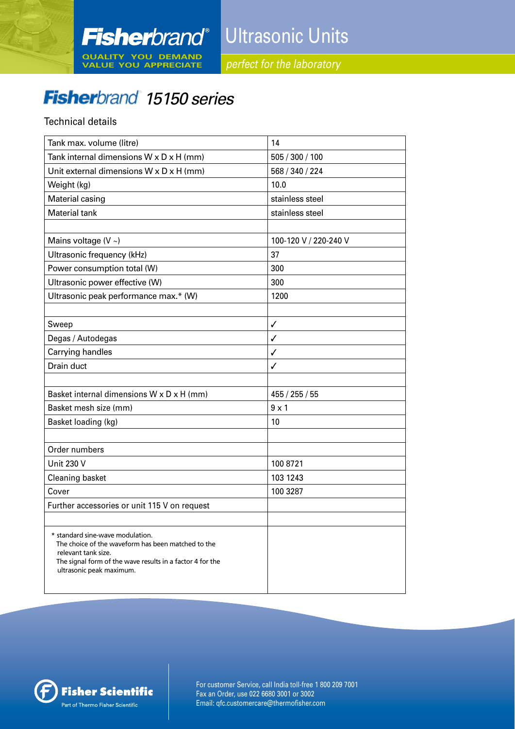# Fisherbrand® Ultrasonic Units

*perfect for the laboratory*

QUALITY YOU DEMAND
VALUE YOU APPRECIATE

## Fisherbrand 15150 series

Technical details

| | |
|---|---|
| Tank max. volume (litre) | 14 |
| Tank internal dimensions W x D x H (mm) | 505 / 300 / 100 |
| Unit external dimensions W x D x H (mm) | 568 / 340 / 224 |
| Weight (kg) | 10.0 |
| Material casing | stainless steel |
| Material tank | stainless steel |
| | |
| Mains voltage (V ~) | 100-120 V / 220-240 V |
| Ultrasonic frequency (kHz) | 37 |
| Power consumption total (W) | 300 |
| Ultrasonic power effective (W) | 300 |
| Ultrasonic peak performance max.* (W) | 1200 |
| | |
| Sweep | ✓ |
| Degas / Autodegas | ✓ |
| Carrying handles | ✓ |
| Drain duct | ✓ |
| | |
| Basket internal dimensions W x D x H (mm) | 455 / 255 / 55 |
| Basket mesh size (mm) | 9 x 1 |
| Basket loading (kg) | 10 |
| | |
| Order numbers | |
| Unit 230 V | 100 8721 |
| Cleaning basket | 103 1243 |
| Cover | 100 3287 |
| Further accessories or unit 115 V on request | |
| | |
| * standard sine-wave modulation. The choice of the waveform has been matched to the relevant tank size. The signal form of the wave results in a factor 4 for the ultrasonic peak maximum. | |

Fisher Scientific
Part of Thermo Fisher Scientific

For customer Service, call India toll-free 1 800 209 7001
Fax an Order, use 022 6680 3001 or 3002
Email: qfc.customercare@thermofisher.com